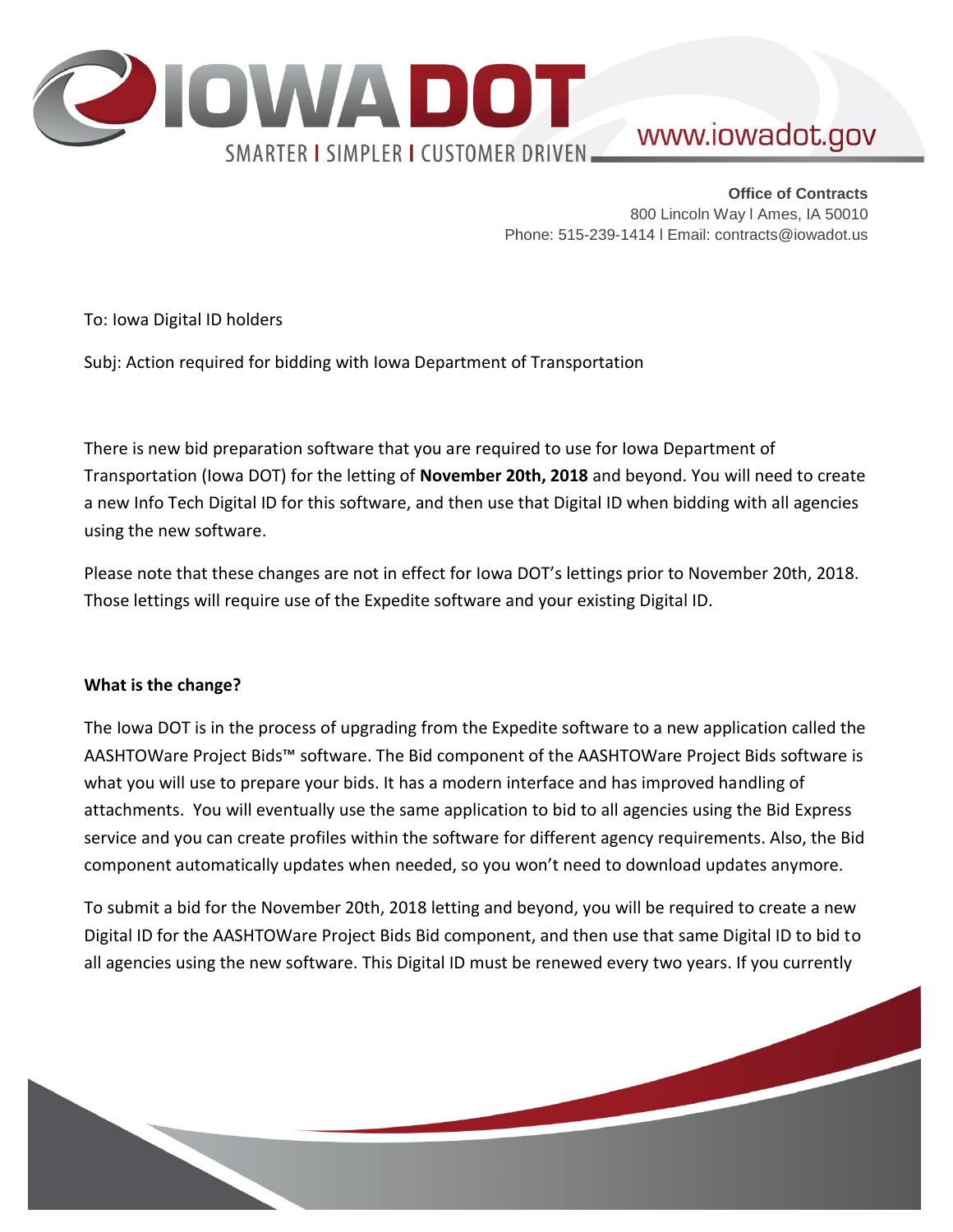**Office of Contracts**
800 Lincoln Way l Ames, IA 50010
Phone: 515-239-1414 l Email: contracts@iowadot.us

To: Iowa Digital ID holders

Subj: Action required for bidding with Iowa Department of Transportation

There is new bid preparation software that you are required to use for Iowa Department of Transportation (Iowa DOT) for the letting of **November 20th, 2018** and beyond. You will need to create a new Info Tech Digital ID for this software, and then use that Digital ID when bidding with all agencies using the new software.

Please note that these changes are not in effect for Iowa DOT's lettings prior to November 20th, 2018. Those lettings will require use of the Expedite software and your existing Digital ID.

**What is the change?**

The Iowa DOT is in the process of upgrading from the Expedite software to a new application called the AASHTOWare Project Bids™ software. The Bid component of the AASHTOWare Project Bids software is what you will use to prepare your bids. It has a modern interface and has improved handling of attachments. You will eventually use the same application to bid to all agencies using the Bid Express service and you can create profiles within the software for different agency requirements. Also, the Bid component automatically updates when needed, so you won't need to download updates anymore.

To submit a bid for the November 20th, 2018 letting and beyond, you will be required to create a new Digital ID for the AASHTOWare Project Bids Bid component, and then use that same Digital ID to bid to all agencies using the new software. This Digital ID must be renewed every two years. If you currently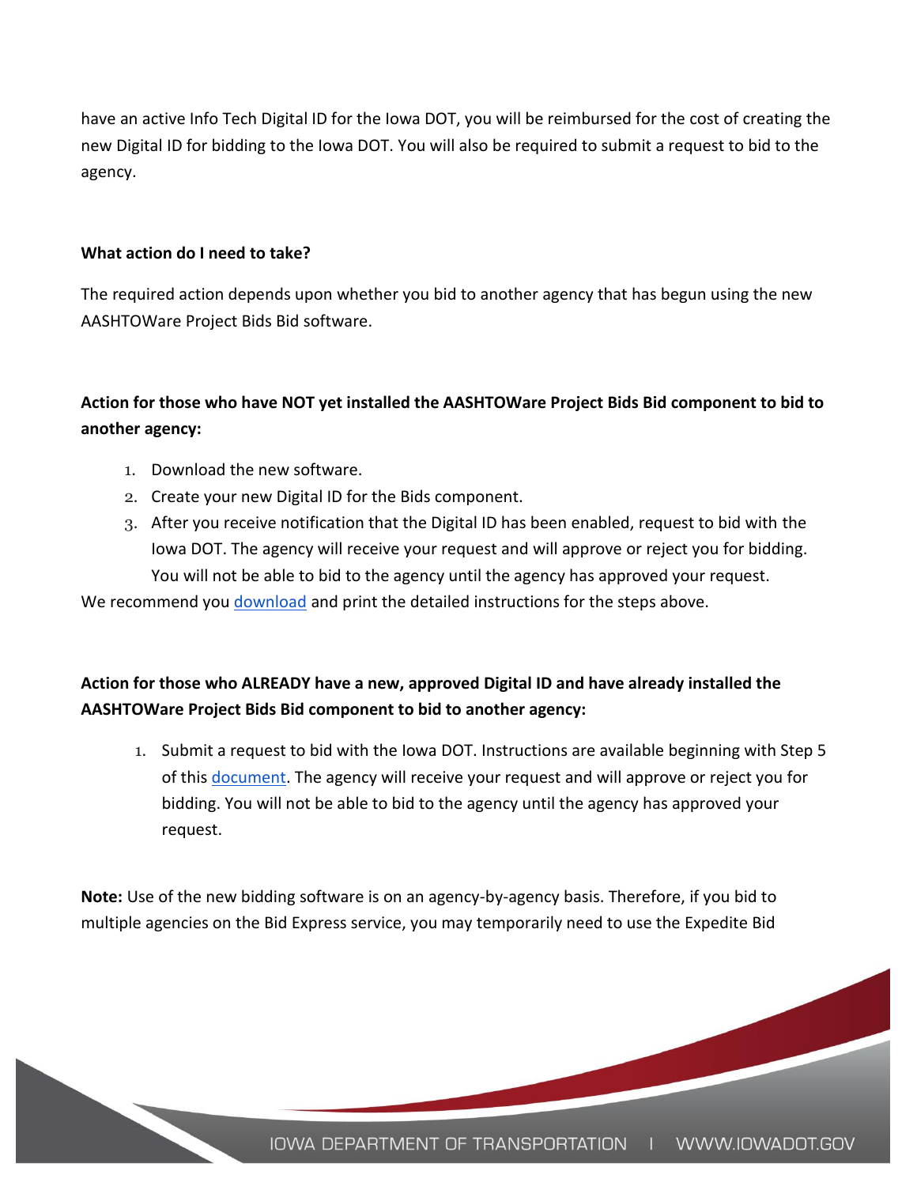have an active Info Tech Digital ID for the Iowa DOT, you will be reimbursed for the cost of creating the new Digital ID for bidding to the Iowa DOT. You will also be required to submit a request to bid to the agency.

**What action do I need to take?**

The required action depends upon whether you bid to another agency that has begun using the new AASHTOWare Project Bids Bid software.

**Action for those who have NOT yet installed the AASHTOWare Project Bids Bid component to bid to another agency:**

1. Download the new software.
2. Create your new Digital ID for the Bids component.
3. After you receive notification that the Digital ID has been enabled, request to bid with the Iowa DOT. The agency will receive your request and will approve or reject you for bidding. You will not be able to bid to the agency until the agency has approved your request.

We recommend you download and print the detailed instructions for the steps above.

**Action for those who ALREADY have a new, approved Digital ID and have already installed the AASHTOWare Project Bids Bid component to bid to another agency:**

1. Submit a request to bid with the Iowa DOT. Instructions are available beginning with Step 5 of this document. The agency will receive your request and will approve or reject you for bidding. You will not be able to bid to the agency until the agency has approved your request.

**Note:** Use of the new bidding software is on an agency-by-agency basis. Therefore, if you bid to multiple agencies on the Bid Express service, you may temporarily need to use the Expedite Bid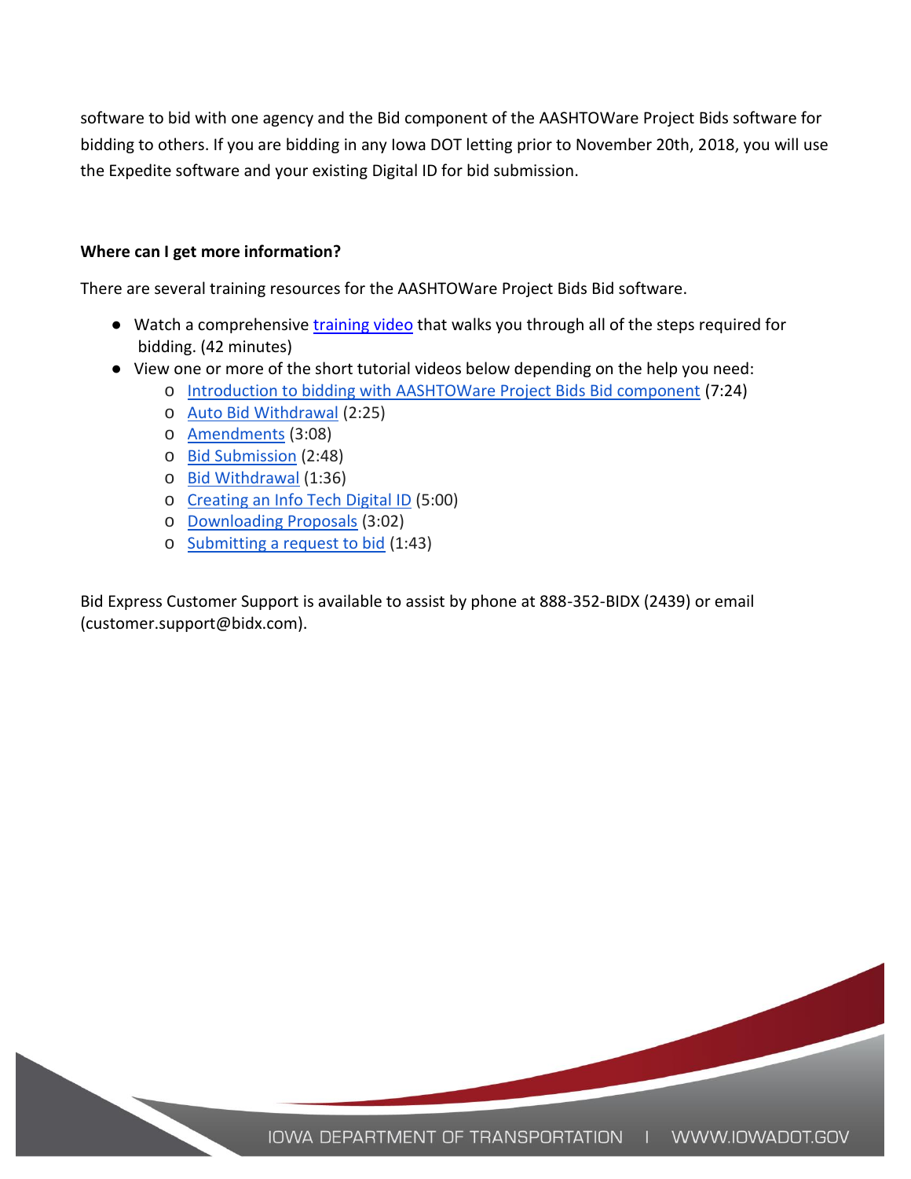software to bid with one agency and the Bid component of the AASHTOWare Project Bids software for bidding to others. If you are bidding in any Iowa DOT letting prior to November 20th, 2018, you will use the Expedite software and your existing Digital ID for bid submission.

**Where can I get more information?**

There are several training resources for the AASHTOWare Project Bids Bid software.

- Watch a comprehensive training video that walks you through all of the steps required for bidding. (42 minutes)
- View one or more of the short tutorial videos below depending on the help you need:
  - Introduction to bidding with AASHTOWare Project Bids Bid component (7:24)
  - Auto Bid Withdrawal (2:25)
  - Amendments (3:08)
  - Bid Submission (2:48)
  - Bid Withdrawal (1:36)
  - Creating an Info Tech Digital ID (5:00)
  - Downloading Proposals (3:02)
  - Submitting a request to bid (1:43)

Bid Express Customer Support is available to assist by phone at 888-352-BIDX (2439) or email (customer.support@bidx.com).